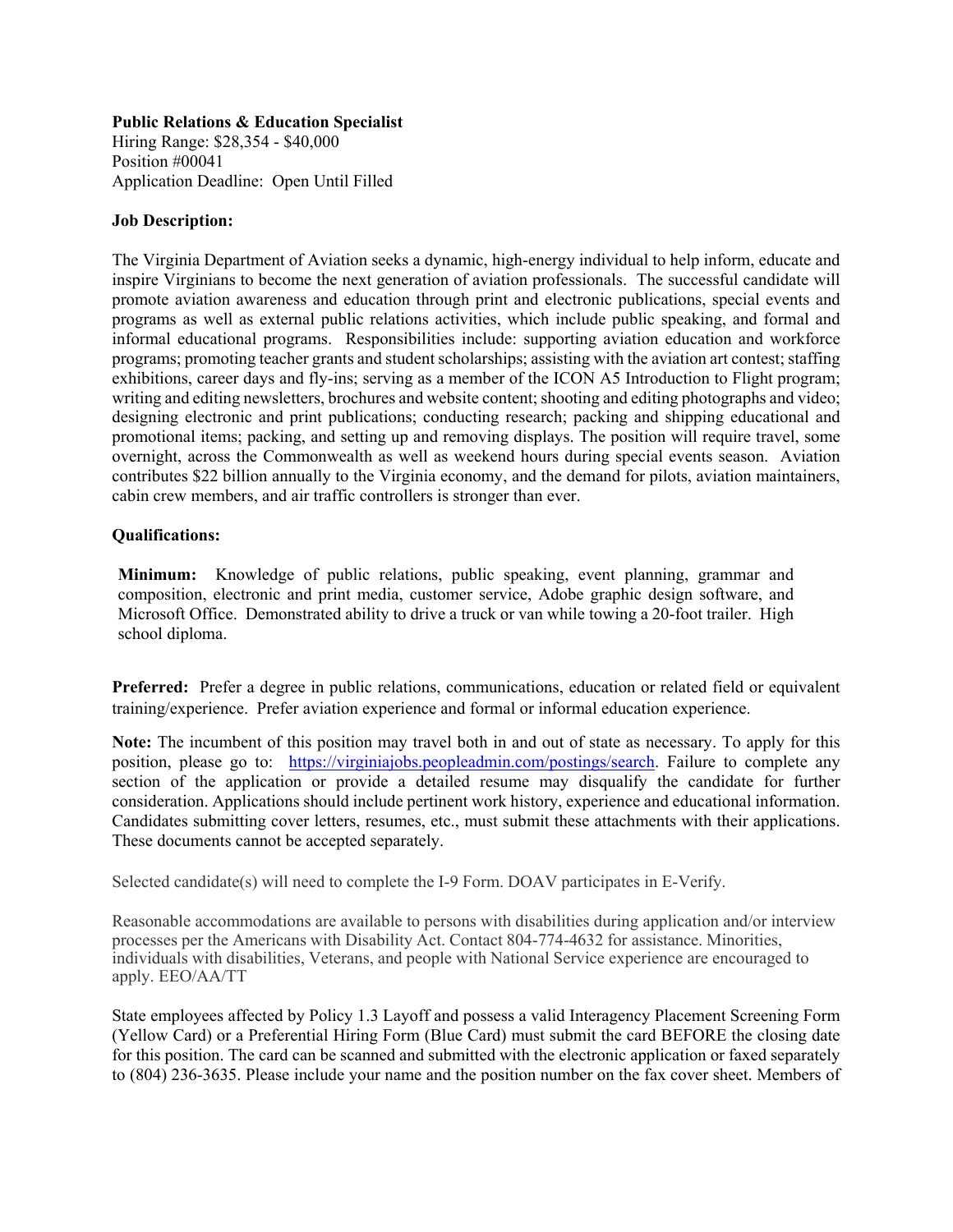**Public Relations & Education Specialist**
Hiring Range: $28,354 - $40,000
Position #00041
Application Deadline: Open Until Filled

**Job Description:**

The Virginia Department of Aviation seeks a dynamic, high-energy individual to help inform, educate and inspire Virginians to become the next generation of aviation professionals. The successful candidate will promote aviation awareness and education through print and electronic publications, special events and programs as well as external public relations activities, which include public speaking, and formal and informal educational programs. Responsibilities include: supporting aviation education and workforce programs; promoting teacher grants and student scholarships; assisting with the aviation art contest; staffing exhibitions, career days and fly-ins; serving as a member of the ICON A5 Introduction to Flight program; writing and editing newsletters, brochures and website content; shooting and editing photographs and video; designing electronic and print publications; conducting research; packing and shipping educational and promotional items; packing, and setting up and removing displays. The position will require travel, some overnight, across the Commonwealth as well as weekend hours during special events season. Aviation contributes $22 billion annually to the Virginia economy, and the demand for pilots, aviation maintainers, cabin crew members, and air traffic controllers is stronger than ever.

**Qualifications:**

**Minimum:** Knowledge of public relations, public speaking, event planning, grammar and composition, electronic and print media, customer service, Adobe graphic design software, and Microsoft Office. Demonstrated ability to drive a truck or van while towing a 20-foot trailer. High school diploma.

**Preferred:** Prefer a degree in public relations, communications, education or related field or equivalent training/experience. Prefer aviation experience and formal or informal education experience.

**Note:** The incumbent of this position may travel both in and out of state as necessary. To apply for this position, please go to: [https://virginiajobs.peopleadmin.com/postings/search](https://virginiajobs.peopleadmin.com/postings/search). Failure to complete any section of the application or provide a detailed resume may disqualify the candidate for further consideration. Applications should include pertinent work history, experience and educational information. Candidates submitting cover letters, resumes, etc., must submit these attachments with their applications. These documents cannot be accepted separately.

Selected candidate(s) will need to complete the I-9 Form. DOAV participates in E-Verify.

Reasonable accommodations are available to persons with disabilities during application and/or interview processes per the Americans with Disability Act. Contact 804-774-4632 for assistance. Minorities, individuals with disabilities, Veterans, and people with National Service experience are encouraged to apply. EEO/AA/TT

State employees affected by Policy 1.3 Layoff and possess a valid Interagency Placement Screening Form (Yellow Card) or a Preferential Hiring Form (Blue Card) must submit the card BEFORE the closing date for this position. The card can be scanned and submitted with the electronic application or faxed separately to (804) 236-3635. Please include your name and the position number on the fax cover sheet. Members of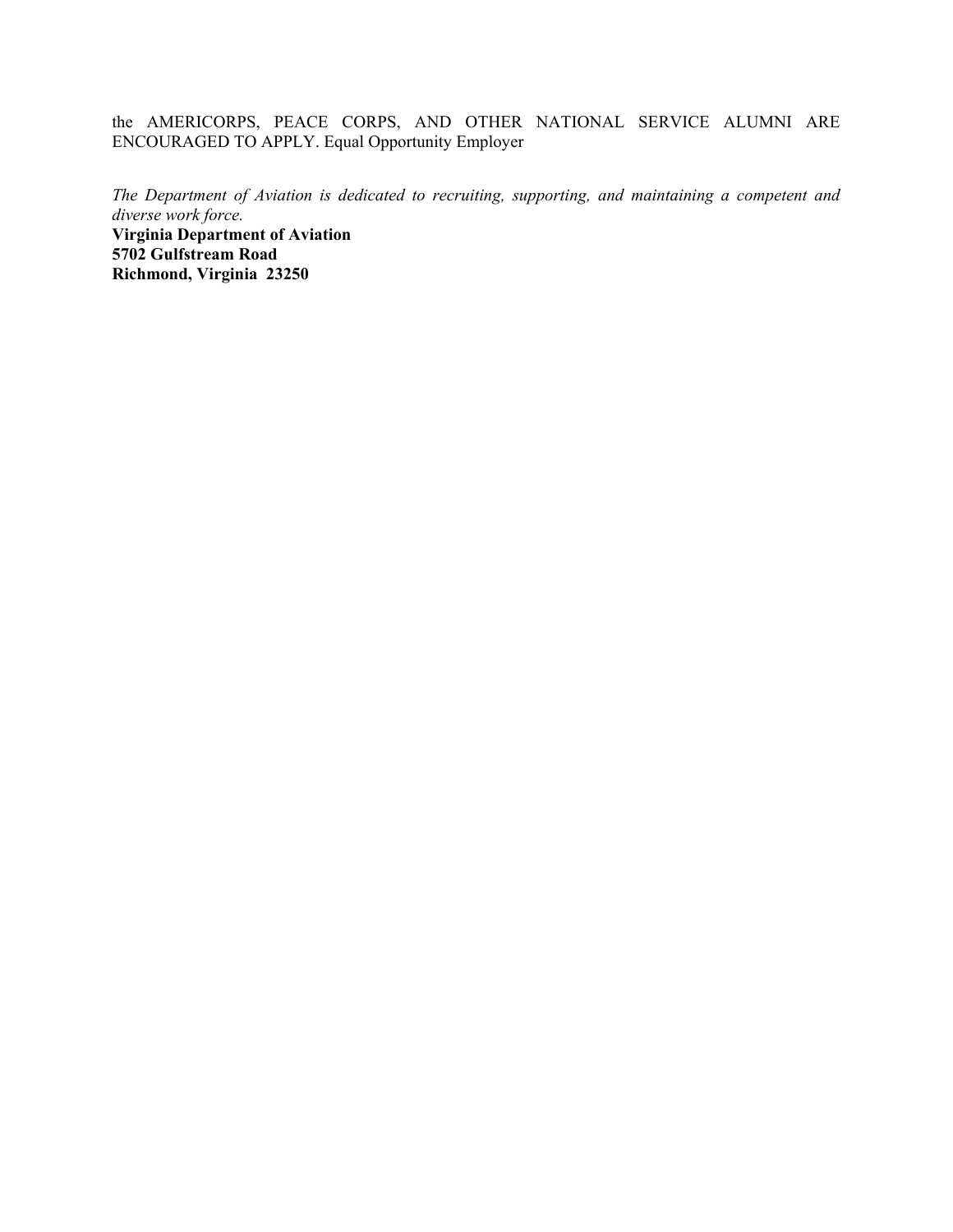the AMERICORPS, PEACE CORPS, AND OTHER NATIONAL SERVICE ALUMNI ARE ENCOURAGED TO APPLY. Equal Opportunity Employer

*The Department of Aviation is dedicated to recruiting, supporting, and maintaining a competent and diverse work force.*

**Virginia Department of Aviation**
**5702 Gulfstream Road**
**Richmond, Virginia 23250**